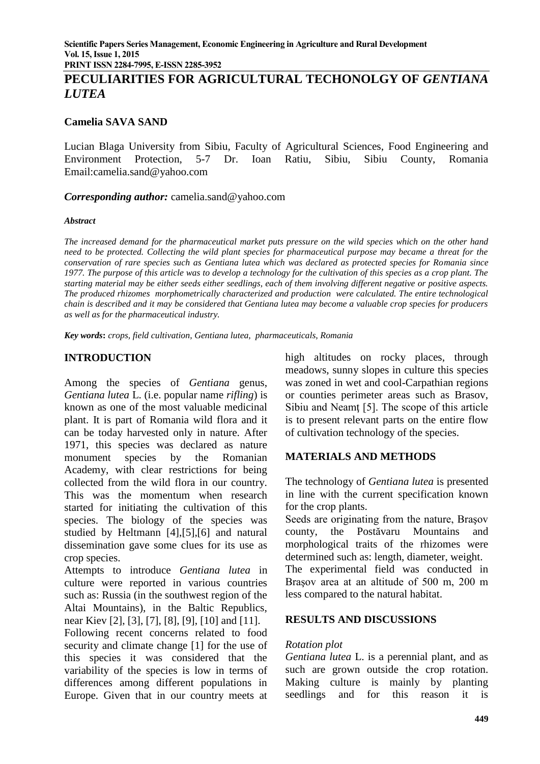# PECULIARITIES FOR AGRICULTURAL TECHONOLGY OF *GENTIANA LUTEA*

**Camelia SAVA SAND**

Lucian Blaga University from Sibiu, Faculty of Agricultural Sciences, Food Engineering and Environment Protection, 5-7 Dr. Ioan Ratiu, Sibiu, Sibiu County, Romania Email:camelia.sand@yahoo.com

***Corresponding author:*** camelia.sand@yahoo.com

***Abstract***

*The increased demand for the pharmaceutical market puts pressure on the wild species which on the other hand need to be protected. Collecting the wild plant species for pharmaceutical purpose may became a threat for the conservation of rare species such as Gentiana lutea which was declared as protected species for Romania since 1977. The purpose of this article was to develop a technology for the cultivation of this species as a crop plant. The starting material may be either seeds either seedlings, each of them involving different negative or positive aspects. The produced rhizomes morphometrically characterized and production were calculated. The entire technological chain is described and it may be considered that Gentiana lutea may become a valuable crop species for producers as well as for the pharmaceutical industry.*

***Key words*****:** *crops, field cultivation, Gentiana lutea, pharmaceuticals, Romania*

## INTRODUCTION

Among the species of *Gentiana* genus, *Gentiana lutea* L. (i.e. popular name *rifling*) is known as one of the most valuable medicinal plant. It is part of Romania wild flora and it can be today harvested only in nature. After 1971, this species was declared as nature monument species by the Romanian Academy, with clear restrictions for being collected from the wild flora in our country. This was the momentum when research started for initiating the cultivation of this species. The biology of the species was studied by Heltmann [4],[5],[6] and natural dissemination gave some clues for its use as crop species.

Attempts to introduce *Gentiana lutea* in culture were reported in various countries such as: Russia (in the southwest region of the Altai Mountains), in the Baltic Republics, near Kiev [2], [3], [7], [8], [9], [10] and [11].

Following recent concerns related to food security and climate change [1] for the use of this species it was considered that the variability of the species is low in terms of differences among different populations in Europe. Given that in our country meets at high altitudes on rocky places, through meadows, sunny slopes in culture this species was zoned in wet and cool-Carpathian regions or counties perimeter areas such as Brasov, Sibiu and Neamţ [5]. The scope of this article is to present relevant parts on the entire flow of cultivation technology of the species.

## MATERIALS AND METHODS

The technology of *Gentiana lutea* is presented in line with the current specification known for the crop plants.

Seeds are originating from the nature, Braşov county, the Postăvaru Mountains and morphological traits of the rhizomes were determined such as: length, diameter, weight.

The experimental field was conducted in Braşov area at an altitude of 500 m, 200 m less compared to the natural habitat.

## RESULTS AND DISCUSSIONS

*Rotation plot*

*Gentiana lutea* L. is a perennial plant, and as such are grown outside the crop rotation. Making culture is mainly by planting seedlings and for this reason it is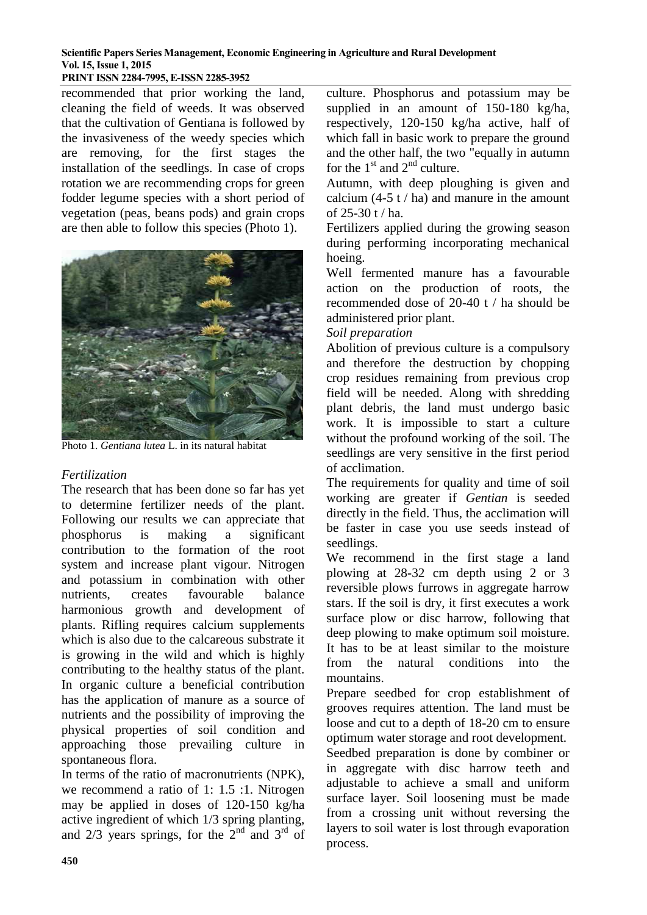recommended that prior working the land, cleaning the field of weeds. It was observed that the cultivation of Gentiana is followed by the invasiveness of the weedy species which are removing, for the first stages the installation of the seedlings. In case of crops rotation we are recommending crops for green fodder legume species with a short period of vegetation (peas, beans pods) and grain crops are then able to follow this species (Photo 1).

Photo 1. *Gentiana lutea* L. in its natural habitat

*Fertilization*

The research that has been done so far has yet to determine fertilizer needs of the plant. Following our results we can appreciate that phosphorus is making a significant contribution to the formation of the root system and increase plant vigour. Nitrogen and potassium in combination with other nutrients, creates favourable balance harmonious growth and development of plants. Rifling requires calcium supplements which is also due to the calcareous substrate it is growing in the wild and which is highly contributing to the healthy status of the plant. In organic culture a beneficial contribution has the application of manure as a source of nutrients and the possibility of improving the physical properties of soil condition and approaching those prevailing culture in spontaneous flora.

In terms of the ratio of macronutrients (NPK), we recommend a ratio of 1: 1.5 :1. Nitrogen may be applied in doses of 120-150 kg/ha active ingredient of which 1/3 spring planting, and 2/3 years springs, for the 2nd and 3rd of culture. Phosphorus and potassium may be supplied in an amount of 150-180 kg/ha, respectively, 120-150 kg/ha active, half of which fall in basic work to prepare the ground and the other half, the two "equally in autumn for the 1st and 2nd culture.

Autumn, with deep ploughing is given and calcium (4-5 t / ha) and manure in the amount of 25-30 t / ha.

Fertilizers applied during the growing season during performing incorporating mechanical hoeing.

Well fermented manure has a favourable action on the production of roots, the recommended dose of 20-40 t / ha should be administered prior plant.

*Soil preparation*

Abolition of previous culture is a compulsory and therefore the destruction by chopping crop residues remaining from previous crop field will be needed. Along with shredding plant debris, the land must undergo basic work. It is impossible to start a culture without the profound working of the soil. The seedlings are very sensitive in the first period of acclimation.

The requirements for quality and time of soil working are greater if *Gentian* is seeded directly in the field. Thus, the acclimation will be faster in case you use seeds instead of seedlings.

We recommend in the first stage a land plowing at 28-32 cm depth using 2 or 3 reversible plows furrows in aggregate harrow stars. If the soil is dry, it first executes a work surface plow or disc harrow, following that deep plowing to make optimum soil moisture. It has to be at least similar to the moisture from the natural conditions into the mountains.

Prepare seedbed for crop establishment of grooves requires attention. The land must be loose and cut to a depth of 18-20 cm to ensure optimum water storage and root development.

Seedbed preparation is done by combiner or in aggregate with disc harrow teeth and adjustable to achieve a small and uniform surface layer. Soil loosening must be made from a crossing unit without reversing the layers to soil water is lost through evaporation process.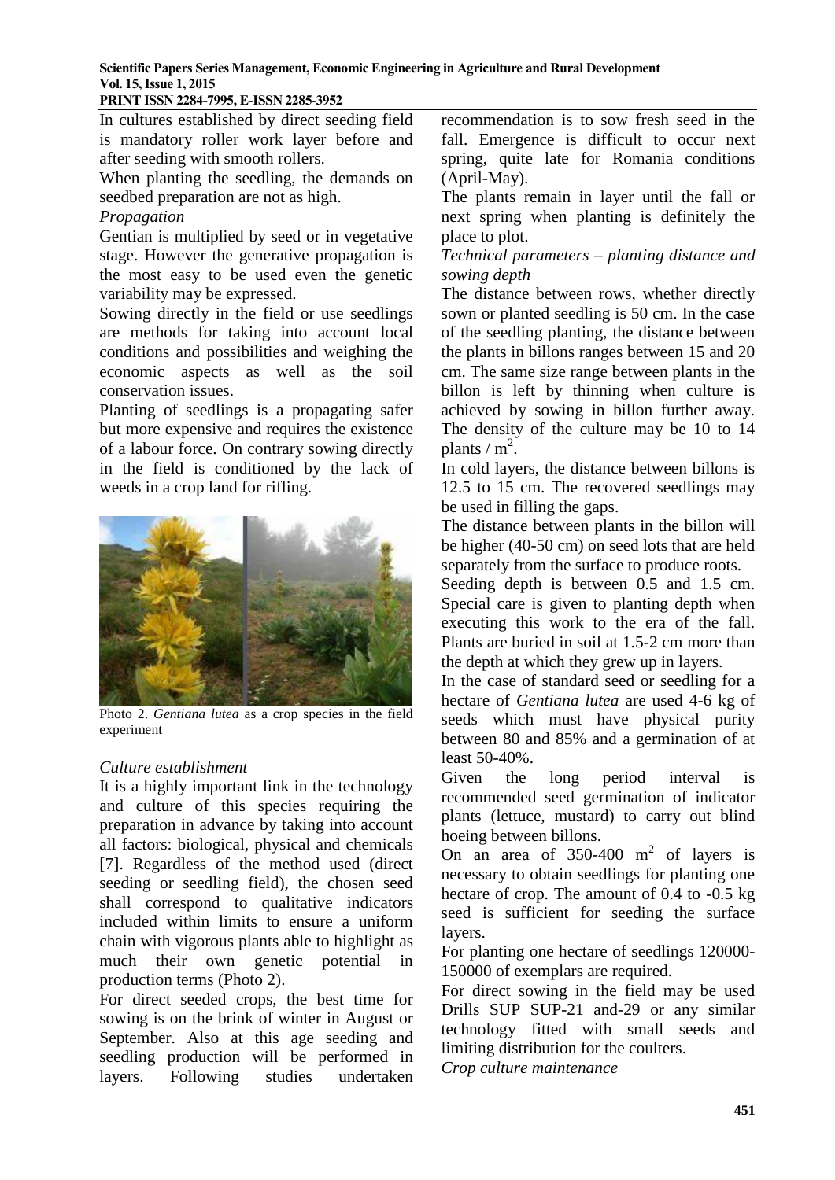In cultures established by direct seeding field is mandatory roller work layer before and after seeding with smooth rollers.

When planting the seedling, the demands on seedbed preparation are not as high.

*Propagation*

Gentian is multiplied by seed or in vegetative stage. However the generative propagation is the most easy to be used even the genetic variability may be expressed.

Sowing directly in the field or use seedlings are methods for taking into account local conditions and possibilities and weighing the economic aspects as well as the soil conservation issues.

Planting of seedlings is a propagating safer but more expensive and requires the existence of a labour force. On contrary sowing directly in the field is conditioned by the lack of weeds in a crop land for rifling.

Photo 2. *Gentiana lutea* as a crop species in the field experiment

*Culture establishment*

It is a highly important link in the technology and culture of this species requiring the preparation in advance by taking into account all factors: biological, physical and chemicals [7]. Regardless of the method used (direct seeding or seedling field), the chosen seed shall correspond to qualitative indicators included within limits to ensure a uniform chain with vigorous plants able to highlight as much their own genetic potential in production terms (Photo 2).

For direct seeded crops, the best time for sowing is on the brink of winter in August or September. Also at this age seeding and seedling production will be performed in layers. Following studies undertaken recommendation is to sow fresh seed in the fall. Emergence is difficult to occur next spring, quite late for Romania conditions (April-May).

The plants remain in layer until the fall or next spring when planting is definitely the place to plot.

*Technical parameters – planting distance and sowing depth*

The distance between rows, whether directly sown or planted seedling is 50 cm. In the case of the seedling planting, the distance between the plants in billons ranges between 15 and 20 cm. The same size range between plants in the billon is left by thinning when culture is achieved by sowing in billon further away. The density of the culture may be 10 to 14 plants / $m^2$.

In cold layers, the distance between billons is 12.5 to 15 cm. The recovered seedlings may be used in filling the gaps.

The distance between plants in the billon will be higher (40-50 cm) on seed lots that are held separately from the surface to produce roots.

Seeding depth is between 0.5 and 1.5 cm. Special care is given to planting depth when executing this work to the era of the fall. Plants are buried in soil at 1.5-2 cm more than the depth at which they grew up in layers.

In the case of standard seed or seedling for a hectare of *Gentiana lutea* are used 4-6 kg of seeds which must have physical purity between 80 and 85% and a germination of at least 50-40%.

Given the long period interval is recommended seed germination of indicator plants (lettuce, mustard) to carry out blind hoeing between billons.

On an area of 350-400 $m^2$ of layers is necessary to obtain seedlings for planting one hectare of crop. The amount of 0.4 to -0.5 kg seed is sufficient for seeding the surface layers.

For planting one hectare of seedlings 120000-150000 of exemplars are required.

For direct sowing in the field may be used Drills SUP SUP-21 and-29 or any similar technology fitted with small seeds and limiting distribution for the coulters.

*Crop culture maintenance*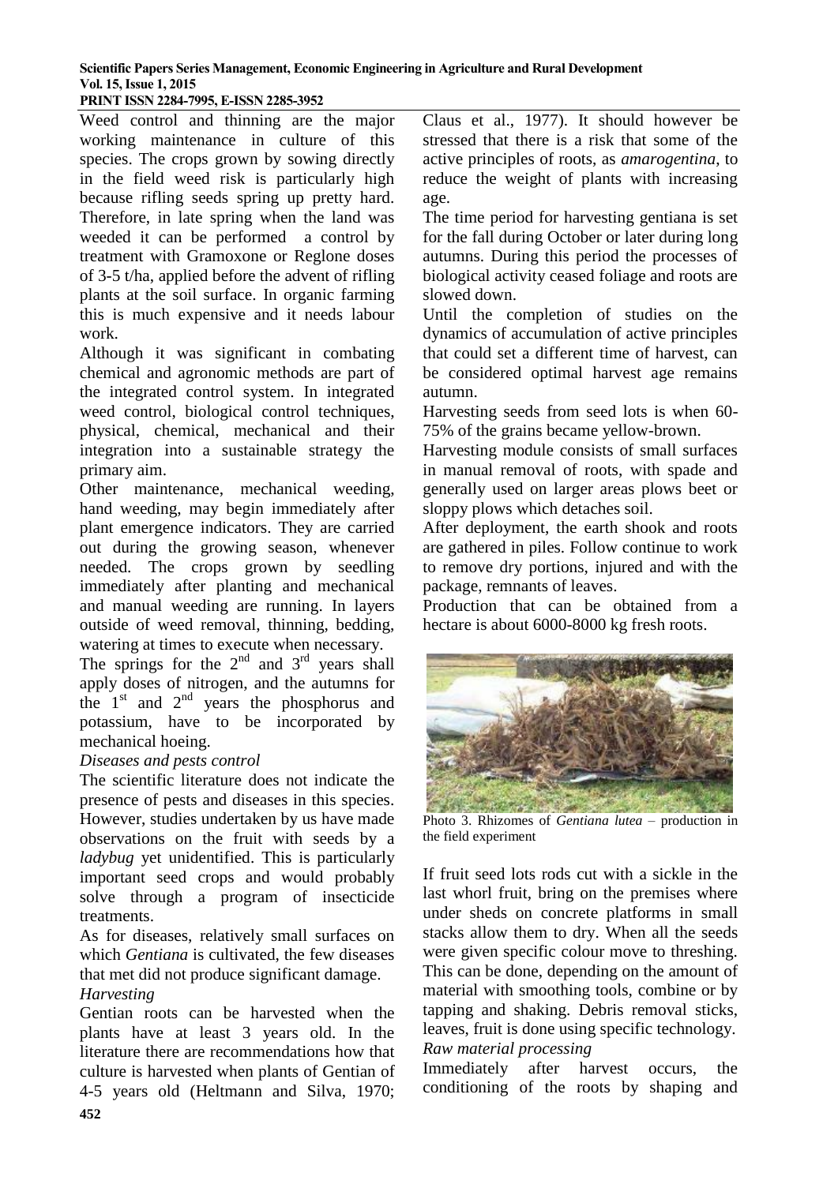Weed control and thinning are the major working maintenance in culture of this species. The crops grown by sowing directly in the field weed risk is particularly high because rifling seeds spring up pretty hard. Therefore, in late spring when the land was weeded it can be performed a control by treatment with Gramoxone or Reglone doses of 3-5 t/ha, applied before the advent of rifling plants at the soil surface. In organic farming this is much expensive and it needs labour work.

Although it was significant in combating chemical and agronomic methods are part of the integrated control system. In integrated weed control, biological control techniques, physical, chemical, mechanical and their integration into a sustainable strategy the primary aim.

Other maintenance, mechanical weeding, hand weeding, may begin immediately after plant emergence indicators. They are carried out during the growing season, whenever needed. The crops grown by seedling immediately after planting and mechanical and manual weeding are running. In layers outside of weed removal, thinning, bedding, watering at times to execute when necessary.

The springs for the 2nd and 3rd years shall apply doses of nitrogen, and the autumns for the 1st and 2nd years the phosphorus and potassium, have to be incorporated by mechanical hoeing.

*Diseases and pests control*

The scientific literature does not indicate the presence of pests and diseases in this species. However, studies undertaken by us have made observations on the fruit with seeds by a *ladybug* yet unidentified. This is particularly important seed crops and would probably solve through a program of insecticide treatments.

As for diseases, relatively small surfaces on which *Gentiana* is cultivated, the few diseases that met did not produce significant damage.

*Harvesting*

Gentian roots can be harvested when the plants have at least 3 years old. In the literature there are recommendations how that culture is harvested when plants of Gentian of 4-5 years old (Heltmann and Silva, 1970; Claus et al., 1977). It should however be stressed that there is a risk that some of the active principles of roots, as *amarogentina*, to reduce the weight of plants with increasing age.

The time period for harvesting gentiana is set for the fall during October or later during long autumns. During this period the processes of biological activity ceased foliage and roots are slowed down.

Until the completion of studies on the dynamics of accumulation of active principles that could set a different time of harvest, can be considered optimal harvest age remains autumn.

Harvesting seeds from seed lots is when 60-75% of the grains became yellow-brown.

Harvesting module consists of small surfaces in manual removal of roots, with spade and generally used on larger areas plows beet or sloppy plows which detaches soil.

After deployment, the earth shook and roots are gathered in piles. Follow continue to work to remove dry portions, injured and with the package, remnants of leaves.

Production that can be obtained from a hectare is about 6000-8000 kg fresh roots.

Photo 3. Rhizomes of *Gentiana lutea* – production in the field experiment

If fruit seed lots rods cut with a sickle in the last whorl fruit, bring on the premises where under sheds on concrete platforms in small stacks allow them to dry. When all the seeds were given specific colour move to threshing. This can be done, depending on the amount of material with smoothing tools, combine or by tapping and shaking. Debris removal sticks, leaves, fruit is done using specific technology.

*Raw material processing*

Immediately after harvest occurs, the conditioning of the roots by shaping and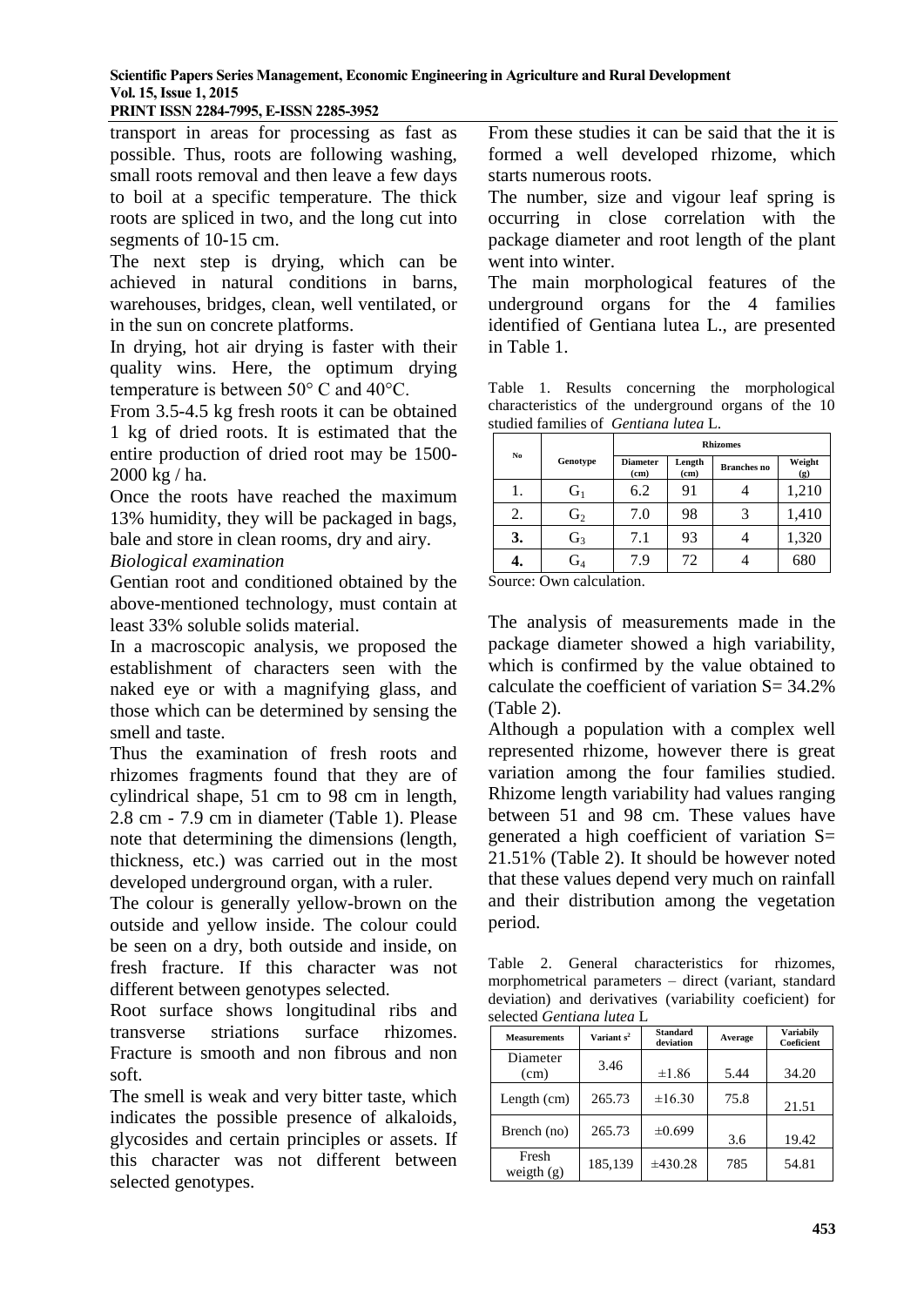transport in areas for processing as fast as possible. Thus, roots are following washing, small roots removal and then leave a few days to boil at a specific temperature. The thick roots are spliced in two, and the long cut into segments of 10-15 cm.

The next step is drying, which can be achieved in natural conditions in barns, warehouses, bridges, clean, well ventilated, or in the sun on concrete platforms.

In drying, hot air drying is faster with their quality wins. Here, the optimum drying temperature is between 50° C and 40°C.

From 3.5-4.5 kg fresh roots it can be obtained 1 kg of dried roots. It is estimated that the entire production of dried root may be 1500-2000 kg / ha.

Once the roots have reached the maximum 13% humidity, they will be packaged in bags, bale and store in clean rooms, dry and airy.

*Biological examination*

Gentian root and conditioned obtained by the above-mentioned technology, must contain at least 33% soluble solids material.

In a macroscopic analysis, we proposed the establishment of characters seen with the naked eye or with a magnifying glass, and those which can be determined by sensing the smell and taste.

Thus the examination of fresh roots and rhizomes fragments found that they are of cylindrical shape, 51 cm to 98 cm in length, 2.8 cm - 7.9 cm in diameter (Table 1). Please note that determining the dimensions (length, thickness, etc.) was carried out in the most developed underground organ, with a ruler.

The colour is generally yellow-brown on the outside and yellow inside. The colour could be seen on a dry, both outside and inside, on fresh fracture. If this character was not different between genotypes selected.

Root surface shows longitudinal ribs and transverse striations surface rhizomes. Fracture is smooth and non fibrous and non soft.

The smell is weak and very bitter taste, which indicates the possible presence of alkaloids, glycosides and certain principles or assets. If this character was not different between selected genotypes.

From these studies it can be said that the it is formed a well developed rhizome, which starts numerous roots.

The number, size and vigour leaf spring is occurring in close correlation with the package diameter and root length of the plant went into winter.

The main morphological features of the underground organs for the 4 families identified of Gentiana lutea L., are presented in Table 1.

Table 1. Results concerning the morphological characteristics of the underground organs of the 10 studied families of *Gentiana lutea* L.

| No | Genotype | Rhizomes | | | |
|---|---|---|---|---|---|
| | | Diameter (cm) | Length (cm) | Branches no | Weight (g) |
| 1. | $G_1$ | 6.2 | 91 | 4 | 1,210 |
| 2. | $G_2$ | 7.0 | 98 | 3 | 1,410 |
| **3.** | $G_3$ | 7.1 | 93 | 4 | 1,320 |
| **4.** | $G_4$ | 7.9 | 72 | 4 | 680 |

Source: Own calculation.

The analysis of measurements made in the package diameter showed a high variability, which is confirmed by the value obtained to calculate the coefficient of variation S= 34.2% (Table 2).

Although a population with a complex well represented rhizome, however there is great variation among the four families studied. Rhizome length variability had values ranging between 51 and 98 cm. These values have generated a high coefficient of variation S= 21.51% (Table 2). It should be however noted that these values depend very much on rainfall and their distribution among the vegetation period.

Table 2. General characteristics for rhizomes, morphometrical parameters – direct (variant, standard deviation) and derivatives (variability coeficient) for selected *Gentiana lutea* L

| Measurements | Variant $s^2$ | Standard deviation | Average | Variabily Coeficient |
|---|---|---|---|---|
| Diameter (cm) | 3.46 | ±1.86 | 5.44 | 34.20 |
| Length (cm) | 265.73 | ±16.30 | 75.8 | 21.51 |
| Brench (no) | 265.73 | ±0.699 | 3.6 | 19.42 |
| Fresh weigth (g) | 185,139 | ±430.28 | 785 | 54.81 |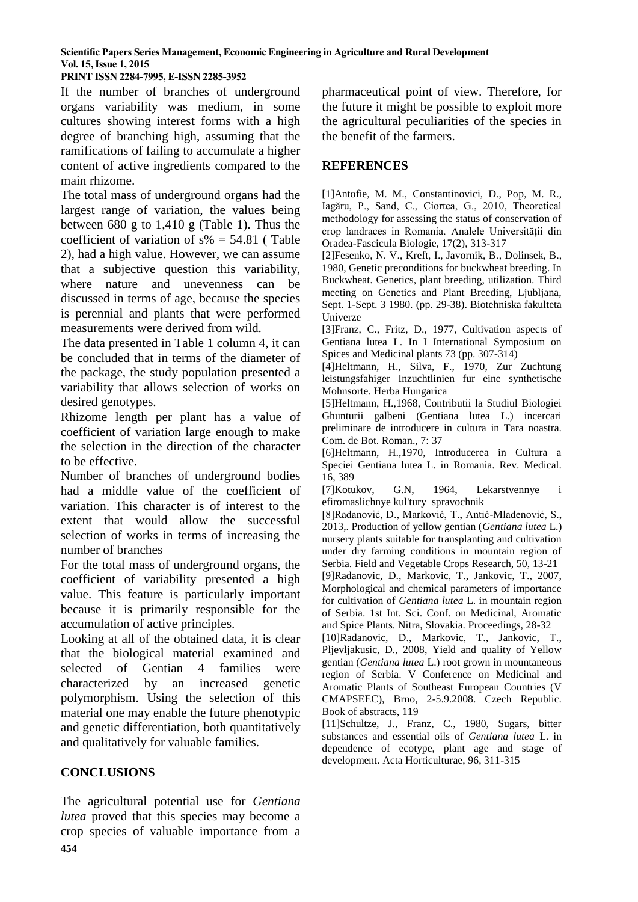If the number of branches of underground organs variability was medium, in some cultures showing interest forms with a high degree of branching high, assuming that the ramifications of failing to accumulate a higher content of active ingredients compared to the main rhizome.

The total mass of underground organs had the largest range of variation, the values being between 680 g to 1,410 g (Table 1). Thus the coefficient of variation of s% = 54.81 ( Table 2), had a high value. However, we can assume that a subjective question this variability, where nature and unevenness can be discussed in terms of age, because the species is perennial and plants that were performed measurements were derived from wild.

The data presented in Table 1 column 4, it can be concluded that in terms of the diameter of the package, the study population presented a variability that allows selection of works on desired genotypes.

Rhizome length per plant has a value of coefficient of variation large enough to make the selection in the direction of the character to be effective.

Number of branches of underground bodies had a middle value of the coefficient of variation. This character is of interest to the extent that would allow the successful selection of works in terms of increasing the number of branches

For the total mass of underground organs, the coefficient of variability presented a high value. This feature is particularly important because it is primarily responsible for the accumulation of active principles.

Looking at all of the obtained data, it is clear that the biological material examined and selected of Gentian 4 families were characterized by an increased genetic polymorphism. Using the selection of this material one may enable the future phenotypic and genetic differentiation, both quantitatively and qualitatively for valuable families.

## CONCLUSIONS

The agricultural potential use for *Gentiana lutea* proved that this species may become a crop species of valuable importance from a pharmaceutical point of view. Therefore, for the future it might be possible to exploit more the agricultural peculiarities of the species in the benefit of the farmers.

## REFERENCES

[1]Antofie, M. M., Constantinovici, D., Pop, M. R., Iagăru, P., Sand, C., Ciortea, G., 2010, Theoretical methodology for assessing the status of conservation of crop landraces in Romania. Analele Universităţii din Oradea-Fascicula Biologie, 17(2), 313-317

[2]Fesenko, N. V., Kreft, I., Javornik, B., Dolinsek, B., 1980, Genetic preconditions for buckwheat breeding. In Buckwheat. Genetics, plant breeding, utilization. Third meeting on Genetics and Plant Breeding, Ljubljana, Sept. 1-Sept. 3 1980. (pp. 29-38). Biotehniska fakulteta Univerze

[3]Franz, C., Fritz, D., 1977, Cultivation aspects of Gentiana lutea L. In I International Symposium on Spices and Medicinal plants 73 (pp. 307-314)

[4]Heltmann, H., Silva, F., 1970, Zur Zuchtung leistungsfahiger Inzuchtlinien fur eine synthetische Mohnsorte. Herba Hungarica

[5]Heltmann, H.,1968, Contributii la Studiul Biologiei Ghunturii galbeni (Gentiana lutea L.) incercari preliminare de introducere in cultura in Tara noastra. Com. de Bot. Roman., 7: 37

[6]Heltmann, H.,1970, Introducerea in Cultura a Speciei Gentiana lutea L. in Romania. Rev. Medical. 16, 389

[7]Kotukov, G.N, 1964, Lekarstvennye i efiromaslichnye kul'tury spravochnik

[8]Radanović, D., Marković, T., Antić-Mladenović, S., 2013,. Production of yellow gentian (*Gentiana lutea* L.) nursery plants suitable for transplanting and cultivation under dry farming conditions in mountain region of Serbia. Field and Vegetable Crops Research, 50, 13-21

[9]Radanovic, D., Markovic, T., Jankovic, T., 2007, Morphological and chemical parameters of importance for cultivation of *Gentiana lutea* L. in mountain region of Serbia. 1st Int. Sci. Conf. on Medicinal, Aromatic and Spice Plants. Nitra, Slovakia. Proceedings, 28-32

[10]Radanovic, D., Markovic, T., Jankovic, T., Pljevljakusic, D., 2008, Yield and quality of Yellow gentian (*Gentiana lutea* L.) root grown in mountaneous region of Serbia. V Conference on Medicinal and Aromatic Plants of Southeast European Countries (V CMAPSEEC), Brno, 2-5.9.2008. Czech Republic. Book of abstracts, 119

[11]Schultze, J., Franz, C., 1980, Sugars, bitter substances and essential oils of *Gentiana lutea* L. in dependence of ecotype, plant age and stage of development. Acta Horticulturae, 96, 311-315